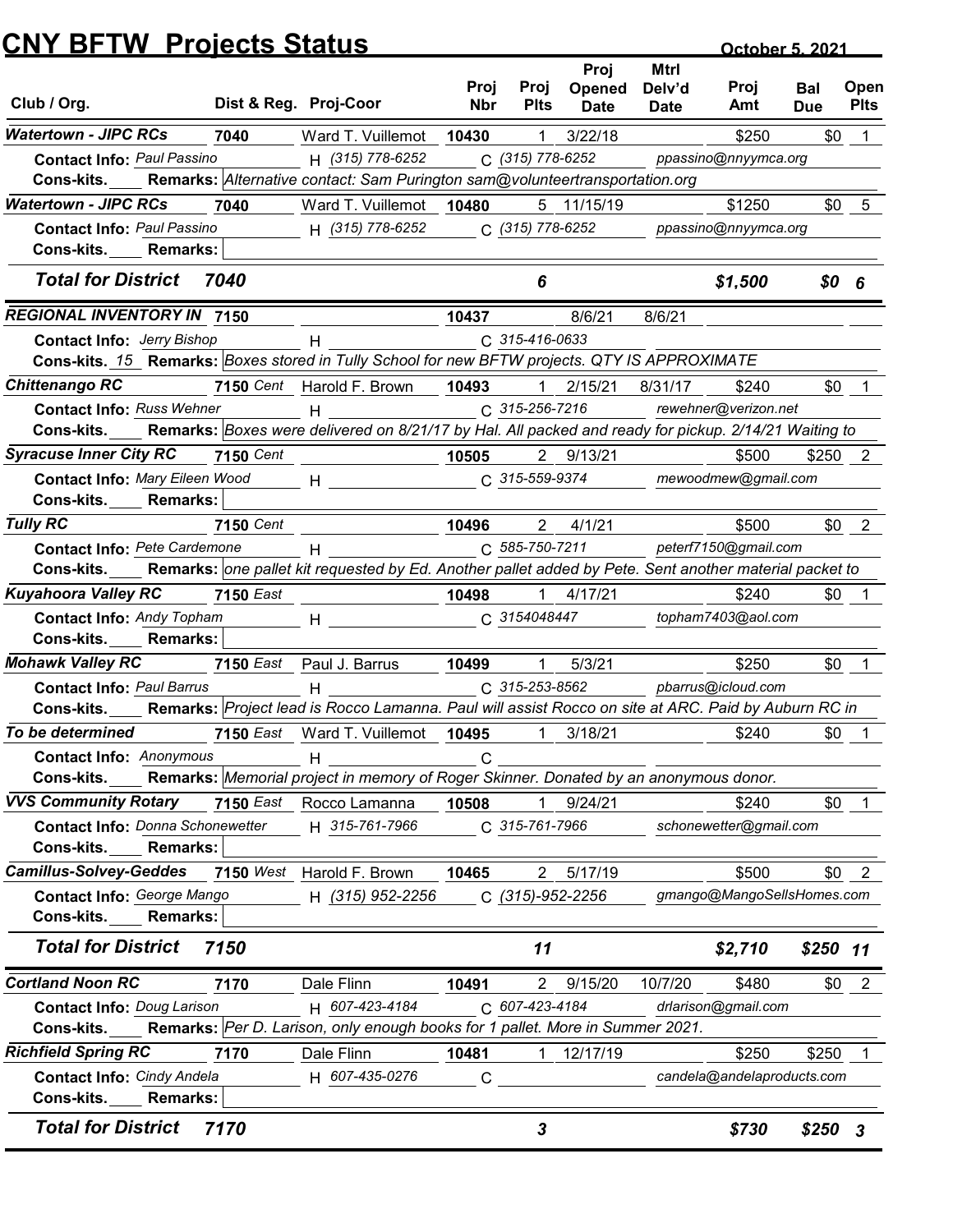# CNY BFTW Projects Status

October 5, 2021

| Club / Org. | Dist & Reg. | Proj-Coor | Proj Nbr | Proj Plts | Proj Opened Date | Mtrl Delv'd Date | Proj Amt | Bal Due | Open Plts |
|---|---|---|---|---|---|---|---|---|---|
| **Watertown - JIPC RCs** | **7040** | Ward T. Vuillemot | **10430** | 1 | 3/22/18 | | $250 | $0 | 1 |
| **Contact Info:** Paul Passino | | H (315) 778-6252 | C (315) 778-6252 | | ppassino@nnyymca.org | | | | |
| **Cons-kits.** ____ **Remarks:** Alternative contact: Sam Purington sam@volunteertransportation.org | | | | | | | | | |
| **Watertown - JIPC RCs** | **7040** | Ward T. Vuillemot | **10480** | 5 | 11/15/19 | | $1250 | $0 | 5 |
| **Contact Info:** Paul Passino | | H (315) 778-6252 | C (315) 778-6252 | | ppassino@nnyymca.org | | | | |
| **Cons-kits.** ____ **Remarks:** | | | | | | | | | |
| ***Total for District 7040*** | | | | ***6*** | | | ***$1,500*** | ***$0*** | ***6*** |
| **REGIONAL INVENTORY IN** | **7150** | | **10437** | | 8/6/21 | 8/6/21 | | | |
| **Contact Info:** Jerry Bishop | | H | C 315-416-0633 | | | | | | |
| **Cons-kits.** 15 **Remarks:** Boxes stored in Tully School for new BFTW projects. QTY IS APPROXIMATE | | | | | | | | | |
| **Chittenango RC** | **7150** Cent | Harold F. Brown | **10493** | 1 | 2/15/21 | 8/31/17 | $240 | $0 | 1 |
| **Contact Info:** Russ Wehner | | H | C 315-256-7216 | | rewehner@verizon.net | | | | |
| **Cons-kits.** ____ **Remarks:** Boxes were delivered on 8/21/17 by Hal. All packed and ready for pickup. 2/14/21 Waiting to | | | | | | | | | |
| **Syracuse Inner City RC** | **7150** Cent | | **10505** | 2 | 9/13/21 | | $500 | $250 | 2 |
| **Contact Info:** Mary Eileen Wood | | H | C 315-559-9374 | | mewoodmew@gmail.com | | | | |
| **Cons-kits.** ____ **Remarks:** | | | | | | | | | |
| **Tully RC** | **7150** Cent | | **10496** | 2 | 4/1/21 | | $500 | $0 | 2 |
| **Contact Info:** Pete Cardemone | | H | C 585-750-7211 | | peterf7150@gmail.com | | | | |
| **Cons-kits.** ____ **Remarks:** one pallet kit requested by Ed. Another pallet added by Pete. Sent another material packet to | | | | | | | | | |
| **Kuyahoora Valley RC** | **7150** East | | **10498** | 1 | 4/17/21 | | $240 | $0 | 1 |
| **Contact Info:** Andy Topham | | H | C 3154048447 | | topham7403@aol.com | | | | |
| **Cons-kits.** ____ **Remarks:** | | | | | | | | | |
| **Mohawk Valley RC** | **7150** East | Paul J. Barrus | **10499** | 1 | 5/3/21 | | $250 | $0 | 1 |
| **Contact Info:** Paul Barrus | | H | C 315-253-8562 | | pbarrus@icloud.com | | | | |
| **Cons-kits.** ____ **Remarks:** Project lead is Rocco Lamanna. Paul will assist Rocco on site at ARC. Paid by Auburn RC in | | | | | | | | | |
| **To be determined** | **7150** East | Ward T. Vuillemot | **10495** | 1 | 3/18/21 | | $240 | $0 | 1 |
| **Contact Info:** Anonymous | | H | C | | | | | | |
| **Cons-kits.** ____ **Remarks:** Memorial project in memory of Roger Skinner. Donated by an anonymous donor. | | | | | | | | | |
| **VVS Community Rotary** | **7150** East | Rocco Lamanna | **10508** | 1 | 9/24/21 | | $240 | $0 | 1 |
| **Contact Info:** Donna Schonewetter | | H 315-761-7966 | C 315-761-7966 | | schonewetter@gmail.com | | | | |
| **Cons-kits.** ____ **Remarks:** | | | | | | | | | |
| **Camillus-Solvey-Geddes** | **7150** West | Harold F. Brown | **10465** | 2 | 5/17/19 | | $500 | $0 | 2 |
| **Contact Info:** George Mango | | H (315) 952-2256 | C (315)-952-2256 | | gmango@MangoSellsHomes.com | | | | |
| **Cons-kits.** ____ **Remarks:** | | | | | | | | | |
| ***Total for District 7150*** | | | | ***11*** | | | ***$2,710*** | ***$250*** | ***11*** |
| **Cortland Noon RC** | **7170** | Dale Flinn | **10491** | 2 | 9/15/20 | 10/7/20 | $480 | $0 | 2 |
| **Contact Info:** Doug Larison | | H 607-423-4184 | C 607-423-4184 | | drlarison@gmail.com | | | | |
| **Cons-kits.** ____ **Remarks:** Per D. Larison, only enough books for 1 pallet. More in Summer 2021. | | | | | | | | | |
| **Richfield Spring RC** | **7170** | Dale Flinn | **10481** | 1 | 12/17/19 | | $250 | $250 | 1 |
| **Contact Info:** Cindy Andela | | H 607-435-0276 | C | | candela@andelaproducts.com | | | | |
| **Cons-kits.** ____ **Remarks:** | | | | | | | | | |
| ***Total for District 7170*** | | | | ***3*** | | | ***$730*** | ***$250*** | ***3*** |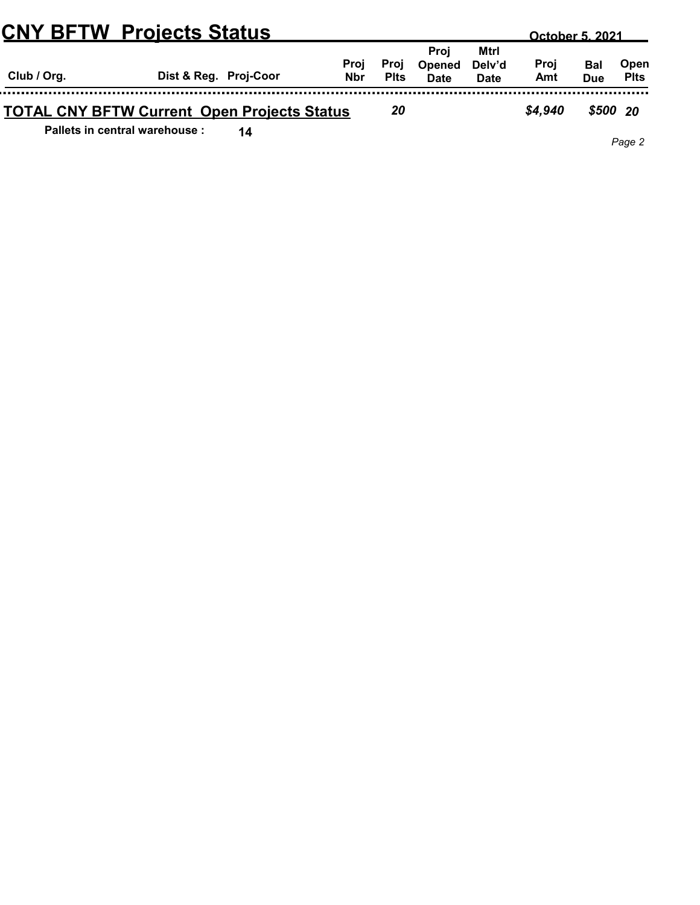# CNY BFTW Projects Status

October 5, 2021

| Club / Org. | Dist & Reg. | Proj-Coor | Proj Nbr | Proj Plts | Proj Opened Date | Mtrl Delv'd Date | Proj Amt | Bal Due | Open Plts |
|---|---|---|---|---|---|---|---|---|---|
| **TOTAL CNY BFTW Current Open Projects Status** | | | | *20* | | | *$4,940* | *$500* | *20* |

**Pallets in central warehouse :** **14**